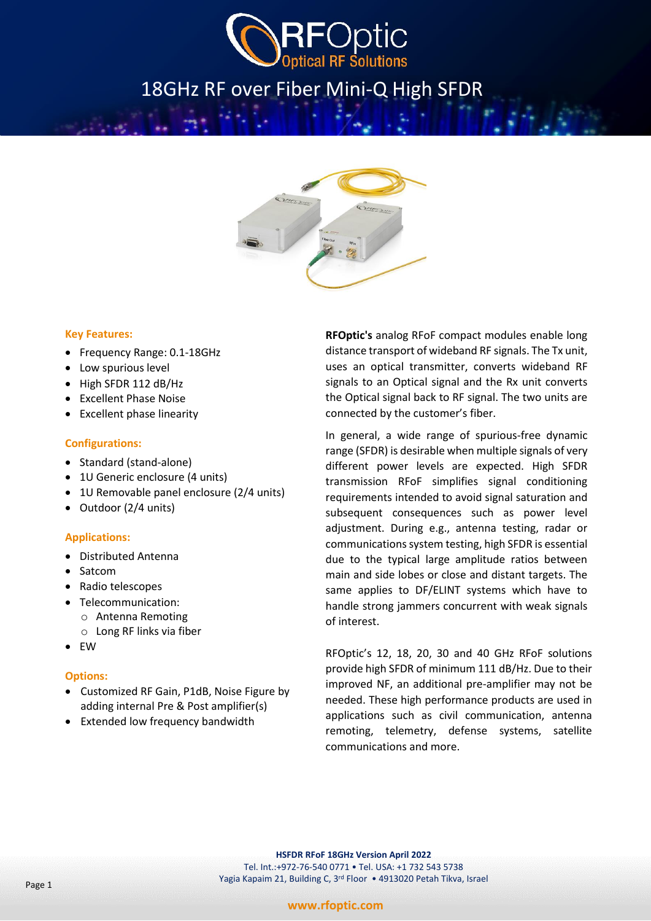# 18GHz RF over Fiber Mini-Q High SFDR

### Key Features:

- Frequency Range: 0.1-18GHz
- Low spurious level
- High SFDR 112 dB/Hz
- Excellent Phase Noise
- Excellent phase linearity

### Configurations:

- Standard (stand-alone)
- 1U Generic enclosure (4 units)
- 1U Removable panel enclosure (2/4 units)
- Outdoor (2/4 units)

### Applications:

- Distributed Antenna
- Satcom
- Radio telescopes
- Telecommunication:
  - Antenna Remoting
  - Long RF links via fiber
- EW

### Options:

- Customized RF Gain, P1dB, Noise Figure by adding internal Pre & Post amplifier(s)
- Extended low frequency bandwidth

**RFOptic's** analog RFoF compact modules enable long distance transport of wideband RF signals. The Tx unit, uses an optical transmitter, converts wideband RF signals to an Optical signal and the Rx unit converts the Optical signal back to RF signal. The two units are connected by the customer's fiber.

In general, a wide range of spurious-free dynamic range (SFDR) is desirable when multiple signals of very different power levels are expected. High SFDR transmission RFoF simplifies signal conditioning requirements intended to avoid signal saturation and subsequent consequences such as power level adjustment. During e.g., antenna testing, radar or communications system testing, high SFDR is essential due to the typical large amplitude ratios between main and side lobes or close and distant targets. The same applies to DF/ELINT systems which have to handle strong jammers concurrent with weak signals of interest.

RFOptic's 12, 18, 20, 30 and 40 GHz RFoF solutions provide high SFDR of minimum 111 dB/Hz. Due to their improved NF, an additional pre-amplifier may not be needed. These high performance products are used in applications such as civil communication, antenna remoting, telemetry, defense systems, satellite communications and more.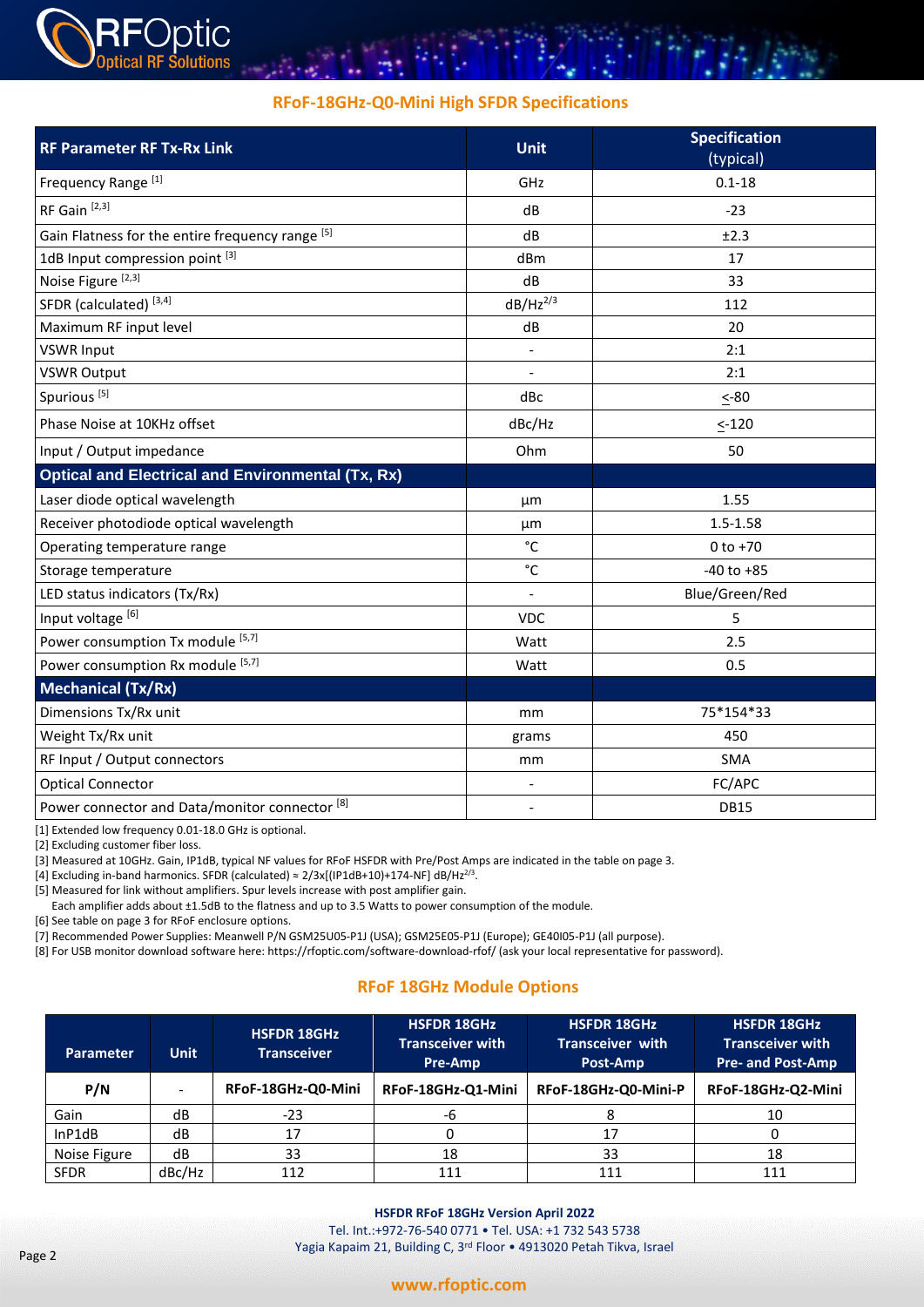## RFoF-18GHz-Q0-Mini High SFDR Specifications

| RF Parameter RF Tx-Rx Link | Unit | Specification (typical) |
|---|---|---|
| Frequency Range [1] | GHz | 0.1-18 |
| RF Gain [2,3] | dB | -23 |
| Gain Flatness for the entire frequency range [5] | dB | ±2.3 |
| 1dB Input compression point [3] | dBm | 17 |
| Noise Figure [2,3] | dB | 33 |
| SFDR (calculated) [3,4] | $dB/Hz^{2/3}$ | 112 |
| Maximum RF input level | dB | 20 |
| VSWR Input | - | 2:1 |
| VSWR Output | - | 2:1 |
| Spurious [5] | dBc | <-80 |
| Phase Noise at 10KHz offset | dBc/Hz | <-120 |
| Input / Output impedance | Ohm | 50 |
| **Optical and Electrical and Environmental (Tx, Rx)** | | |
| Laser diode optical wavelength | µm | 1.55 |
| Receiver photodiode optical wavelength | µm | 1.5-1.58 |
| Operating temperature range | °C | 0 to +70 |
| Storage temperature | °C | -40 to +85 |
| LED status indicators (Tx/Rx) | - | Blue/Green/Red |
| Input voltage [6] | VDC | 5 |
| Power consumption Tx module [5,7] | Watt | 2.5 |
| Power consumption Rx module [5,7] | Watt | 0.5 |
| **Mechanical (Tx/Rx)** | | |
| Dimensions Tx/Rx unit | mm | 75*154*33 |
| Weight Tx/Rx unit | grams | 450 |
| RF Input / Output connectors | mm | SMA |
| Optical Connector | - | FC/APC |
| Power connector and Data/monitor connector [8] | - | DB15 |

[1] Extended low frequency 0.01-18.0 GHz is optional.
[2] Excluding customer fiber loss.
[3] Measured at 10GHz. Gain, IP1dB, typical NF values for RFoF HSFDR with Pre/Post Amps are indicated in the table on page 3.
[4] Excluding in-band harmonics. SFDR (calculated) ≈ 2/3x[(IP1dB+10)+174-NF] $dB/Hz^{2/3}$.
[5] Measured for link without amplifiers. Spur levels increase with post amplifier gain.
Each amplifier adds about ±1.5dB to the flatness and up to 3.5 Watts to power consumption of the module.
[6] See table on page 3 for RFoF enclosure options.
[7] Recommended Power Supplies: Meanwell P/N GSM25U05-P1J (USA); GSM25E05-P1J (Europe); GE40I05-P1J (all purpose).
[8] For USB monitor download software here: https://rfoptic.com/software-download-rfof/ (ask your local representative for password).

## RFoF 18GHz Module Options

| Parameter | Unit | HSFDR 18GHz Transceiver | HSFDR 18GHz Transceiver with Pre-Amp | HSFDR 18GHz Transceiver with Post-Amp | HSFDR 18GHz Transceiver with Pre- and Post-Amp |
|---|---|---|---|---|---|
| **P/N** | - | **RFoF-18GHz-Q0-Mini** | **RFoF-18GHz-Q1-Mini** | **RFoF-18GHz-Q0-Mini-P** | **RFoF-18GHz-Q2-Mini** |
| Gain | dB | -23 | -6 | 8 | 10 |
| InP1dB | dB | 17 | 0 | 17 | 0 |
| Noise Figure | dB | 33 | 18 | 33 | 18 |
| SFDR | dBc/Hz | 112 | 111 | 111 | 111 |

**HSFDR RFoF 18GHz Version April 2022**
Tel. Int.:+972-76-540 0771 • Tel. USA: +1 732 543 5738
Yagia Kapaim 21, Building C, 3rd Floor • 4913020 Petah Tikva, Israel

www.rfoptic.com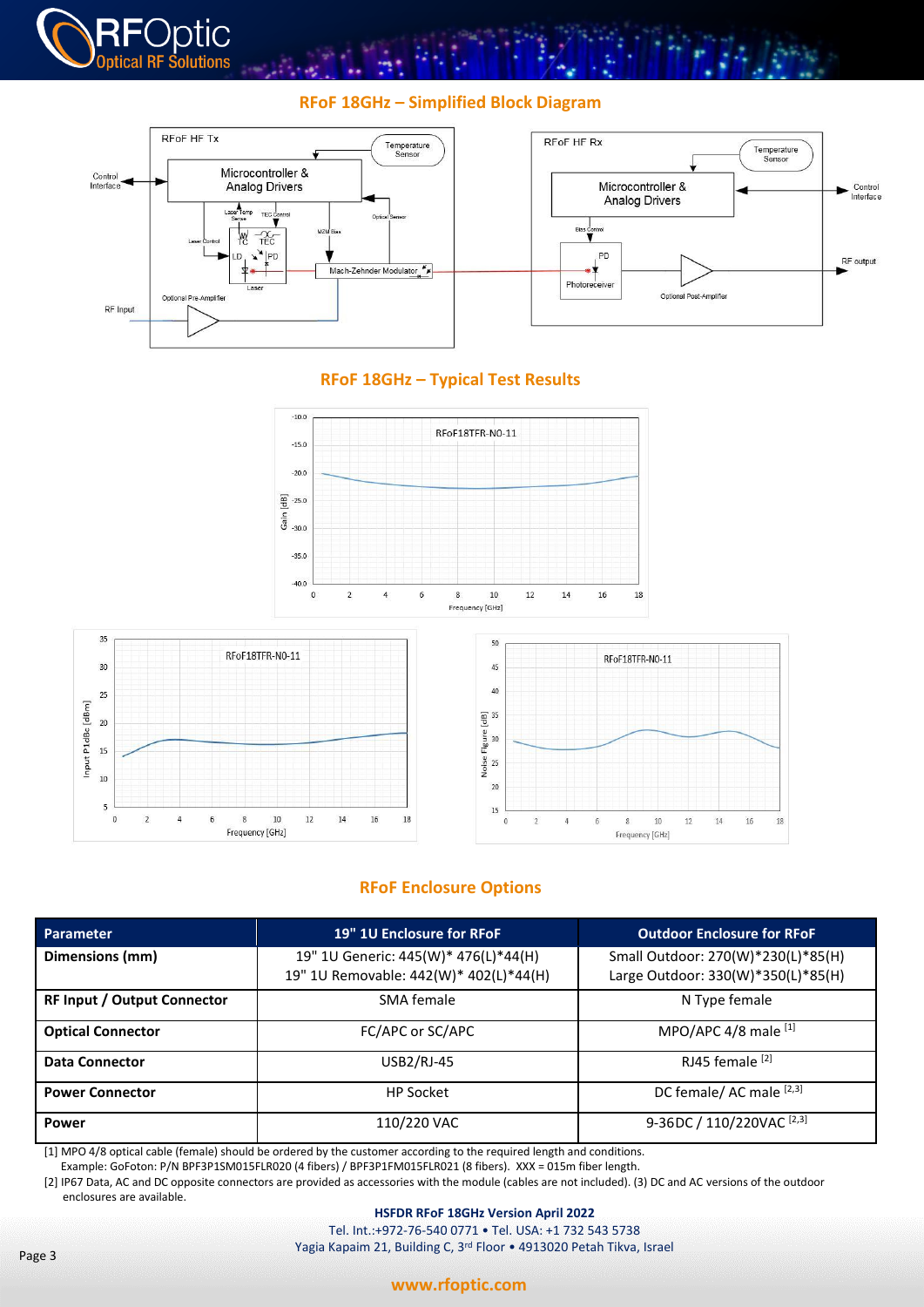## RFoF 18GHz – Simplified Block Diagram

## RFoF 18GHz – Typical Test Results

## RFoF Enclosure Options

| Parameter | 19" 1U Enclosure for RFoF | Outdoor Enclosure for RFoF |
|---|---|---|
| **Dimensions (mm)** | 19" 1U Generic: 445(W)* 476(L)*44(H)<br>19" 1U Removable: 442(W)* 402(L)*44(H) | Small Outdoor: 270(W)*230(L)*85(H)<br>Large Outdoor: 330(W)*350(L)*85(H) |
| **RF Input / Output Connector** | SMA female | N Type female |
| **Optical Connector** | FC/APC or SC/APC | MPO/APC 4/8 male [1] |
| **Data Connector** | USB2/RJ-45 | RJ45 female [2] |
| **Power Connector** | HP Socket | DC female/ AC male [2,3] |
| **Power** | 110/220 VAC | 9-36DC / 110/220VAC [2,3] |

[1] MPO 4/8 optical cable (female) should be ordered by the customer according to the required length and conditions.
Example: GoFoton: P/N BPF3P1SM015FLR020 (4 fibers) / BPF3P1FM015FLR021 (8 fibers). XXX = 015m fiber length.

[2] IP67 Data, AC and DC opposite connectors are provided as accessories with the module (cables are not included). (3) DC and AC versions of the outdoor enclosures are available.

**HSFDR RFoF 18GHz Version April 2022**
Tel. Int.:+972-76-540 0771 • Tel. USA: +1 732 543 5738
Yagia Kapaim 21, Building C, 3rd Floor • 4913020 Petah Tikva, Israel

www.rfoptic.com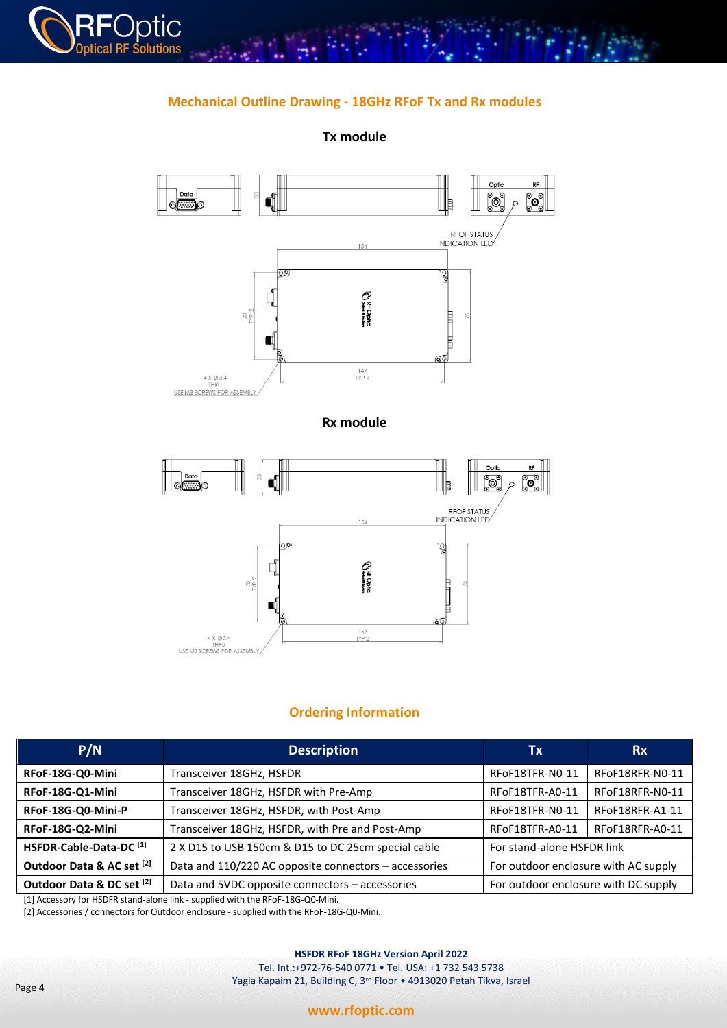## Mechanical Outline Drawing - 18GHz RFoF Tx and Rx modules

### Tx module

Data

33

Optic RF

RFOF STATUS INDICATION LED

154

70 TYP 2

75

147 TYP 2

4 X Ø3.4 THRU USE M3 SCREWS FOR ASSEMBLY

### Rx module

Data

33

Optic RF

RFOF STATUS INDICATION LED

154

70 TYP 2

75

147 TYP 2

4 X Ø3.4 THRU USE M3 SCREWS FOR ASSEMBLY

## Ordering Information

| P/N | Description | Tx | Rx |
|---|---|---|---|
| **RFoF-18G-Q0-Mini** | Transceiver 18GHz, HSFDR | RFoF18TFR-N0-11 | RFoF18RFR-N0-11 |
| **RFoF-18G-Q1-Mini** | Transceiver 18GHz, HSFDR with Pre-Amp | RFoF18TFR-A0-11 | RFoF18RFR-N0-11 |
| **RFoF-18G-Q0-Mini-P** | Transceiver 18GHz, HSFDR, with Post-Amp | RFoF18TFR-N0-11 | RFoF18RFR-A1-11 |
| **RFoF-18G-Q2-Mini** | Transceiver 18GHz, HSFDR, with Pre and Post-Amp | RFoF18TFR-A0-11 | RFoF18RFR-A0-11 |
| **HSFDR-Cable-Data-DC [1]** | 2 X D15 to USB 150cm & D15 to DC 25cm special cable | For stand-alone HSFDR link | |
| **Outdoor Data & AC set [2]** | Data and 110/220 AC opposite connectors – accessories | For outdoor enclosure with AC supply | |
| **Outdoor Data & DC set [2]** | Data and 5VDC opposite connectors – accessories | For outdoor enclosure with DC supply | |

[1] Accessory for HSDFR stand-alone link - supplied with the RFoF-18G-Q0-Mini.

[2] Accessories / connectors for Outdoor enclosure - supplied with the RFoF-18G-Q0-Mini.